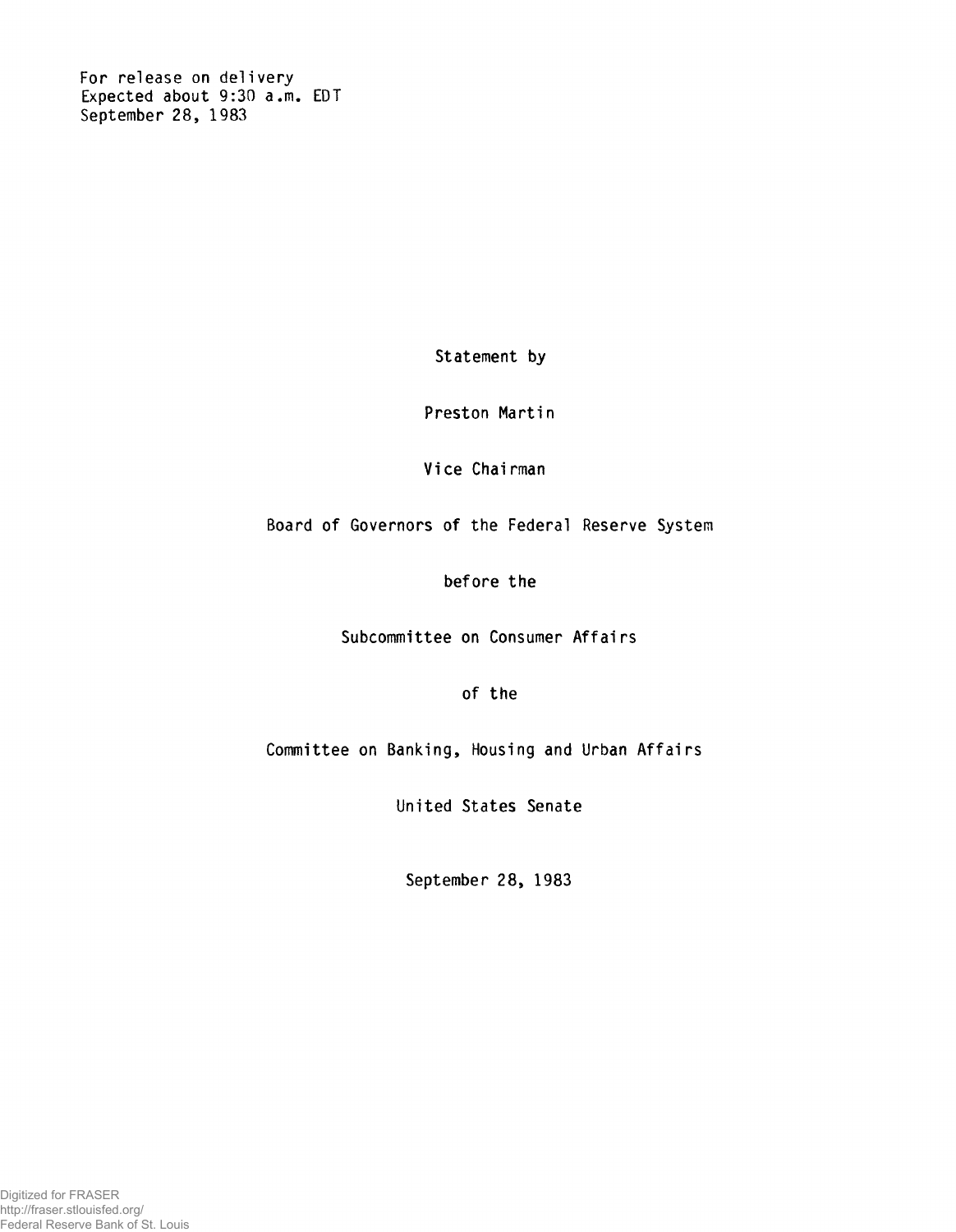For release on delivery
Expected about 9:30 a.m. EDT
September 28, 1983

Statement by

Preston Martin

Vice Chairman

Board of Governors of the Federal Reserve System

before the

Subcommittee on Consumer Affairs

of the

Committee on Banking, Housing and Urban Affairs

United States Senate

September 28, 1983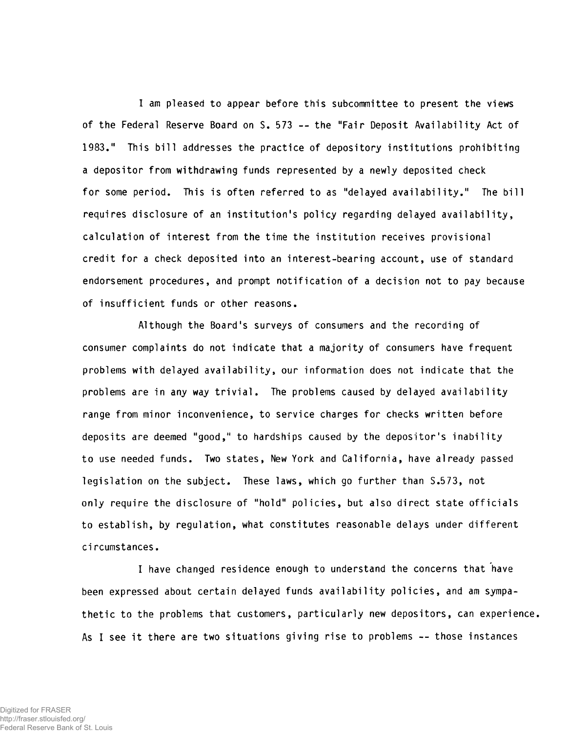I am pleased to appear before this subcommittee to present the views of the Federal Reserve Board on S. 573 -- the "Fair Deposit Availability Act of 1983." This bill addresses the practice of depository institutions prohibiting a depositor from withdrawing funds represented by a newly deposited check for some period. This is often referred to as "delayed availability." The bill requires disclosure of an institution's policy regarding delayed availability, calculation of interest from the time the institution receives provisional credit for a check deposited into an interest-bearing account, use of standard endorsement procedures, and prompt notification of a decision not to pay because of insufficient funds or other reasons.

Although the Board's surveys of consumers and the recording of consumer complaints do not indicate that a majority of consumers have frequent problems with delayed availability, our information does not indicate that the problems are in any way trivial. The problems caused by delayed availability range from minor inconvenience, to service charges for checks written before deposits are deemed "good," to hardships caused by the depositor's inability to use needed funds. Two states, New York and California, have already passed legislation on the subject. These laws, which go further than S.573, not only require the disclosure of "hold" policies, but also direct state officials to establish, by regulation, what constitutes reasonable delays under different circumstances.

I have changed residence enough to understand the concerns that have been expressed about certain delayed funds availability policies, and am sympathetic to the problems that customers, particularly new depositors, can experience. As I see it there are two situations giving rise to problems -- those instances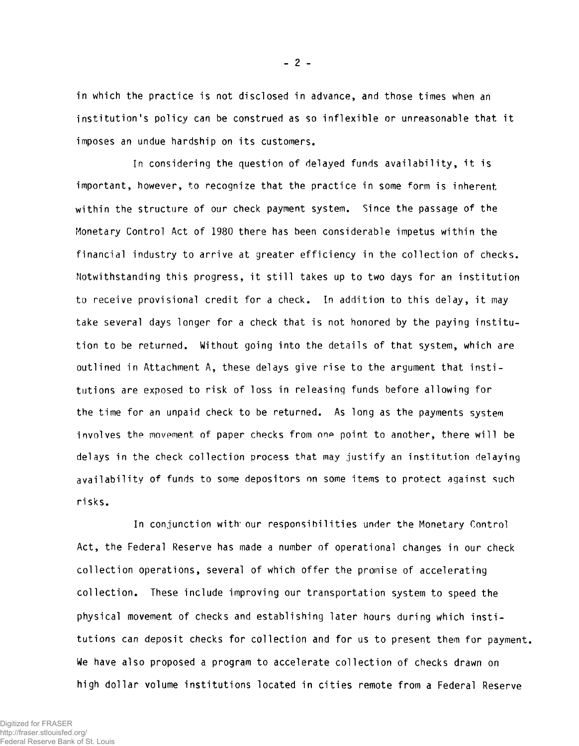in which the practice is not disclosed in advance, and those times when an institution's policy can be construed as so inflexible or unreasonable that it imposes an undue hardship on its customers.

In considering the question of delayed funds availability, it is important, however, to recognize that the practice in some form is inherent within the structure of our check payment system. Since the passage of the Monetary Control Act of 1980 there has been considerable impetus within the financial industry to arrive at greater efficiency in the collection of checks. Notwithstanding this progress, it still takes up to two days for an institution to receive provisional credit for a check. In addition to this delay, it may take several days longer for a check that is not honored by the paying institution to be returned. Without going into the details of that system, which are outlined in Attachment A, these delays give rise to the argument that institutions are exposed to risk of loss in releasing funds before allowing for the time for an unpaid check to be returned. As long as the payments system involves the movement of paper checks from one point to another, there will be delays in the check collection process that may justify an institution delaying availability of funds to some depositors on some items to protect against such risks.

In conjunction with our responsibilities under the Monetary Control Act, the Federal Reserve has made a number of operational changes in our check collection operations, several of which offer the promise of accelerating collection. These include improving our transportation system to speed the physical movement of checks and establishing later hours during which institutions can deposit checks for collection and for us to present them for payment. We have also proposed a program to accelerate collection of checks drawn on high dollar volume institutions located in cities remote from a Federal Reserve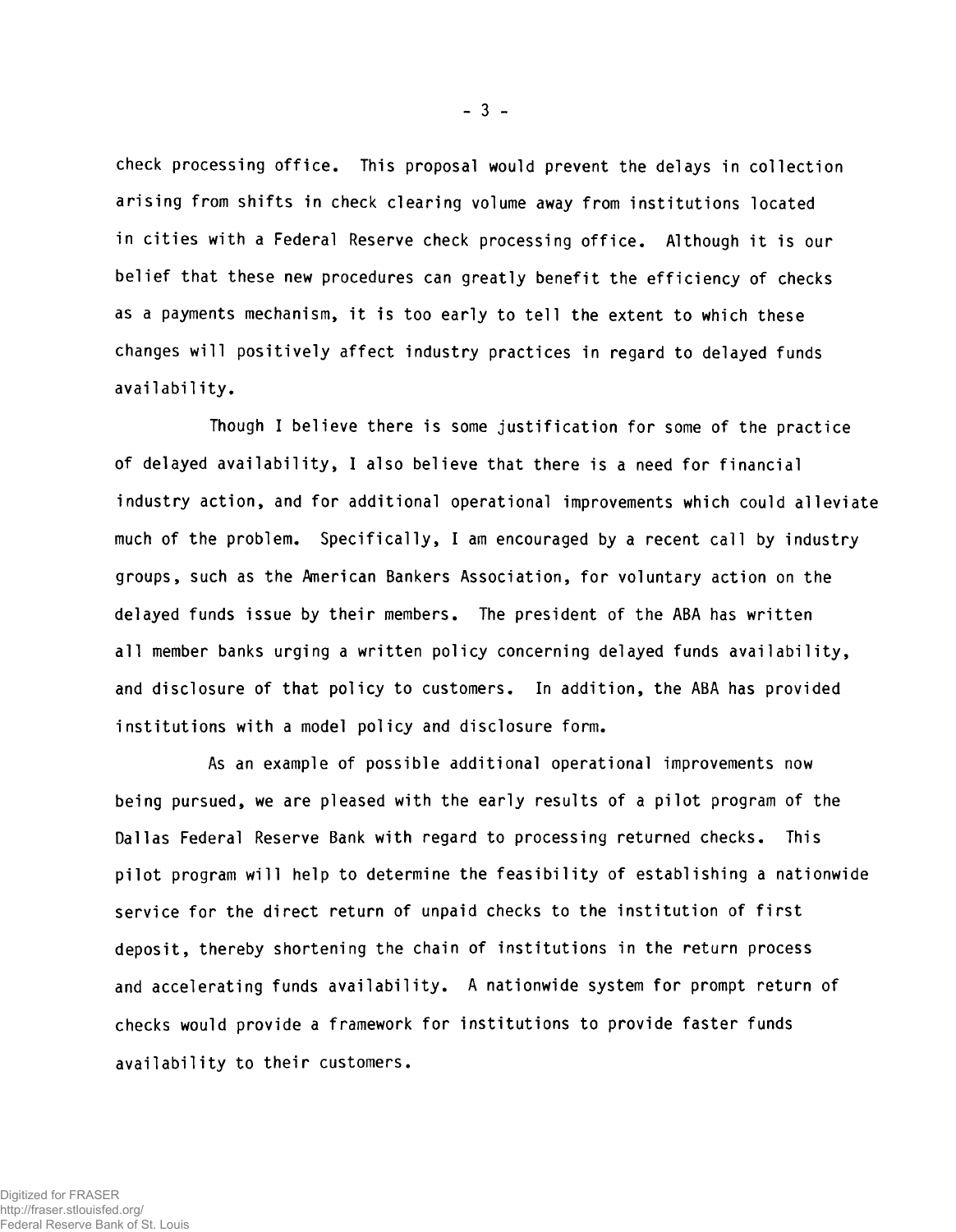check processing office. This proposal would prevent the delays in collection arising from shifts in check clearing volume away from institutions located in cities with a Federal Reserve check processing office. Although it is our belief that these new procedures can greatly benefit the efficiency of checks as a payments mechanism, it is too early to tell the extent to which these changes will positively affect industry practices in regard to delayed funds availability.

Though I believe there is some justification for some of the practice of delayed availability, I also believe that there is a need for financial industry action, and for additional operational improvements which could alleviate much of the problem. Specifically, I am encouraged by a recent call by industry groups, such as the American Bankers Association, for voluntary action on the delayed funds issue by their members. The president of the ABA has written all member banks urging a written policy concerning delayed funds availability, and disclosure of that policy to customers. In addition, the ABA has provided institutions with a model policy and disclosure form.

As an example of possible additional operational improvements now being pursued, we are pleased with the early results of a pilot program of the Dallas Federal Reserve Bank with regard to processing returned checks. This pilot program will help to determine the feasibility of establishing a nationwide service for the direct return of unpaid checks to the institution of first deposit, thereby shortening the chain of institutions in the return process and accelerating funds availability. A nationwide system for prompt return of checks would provide a framework for institutions to provide faster funds availability to their customers.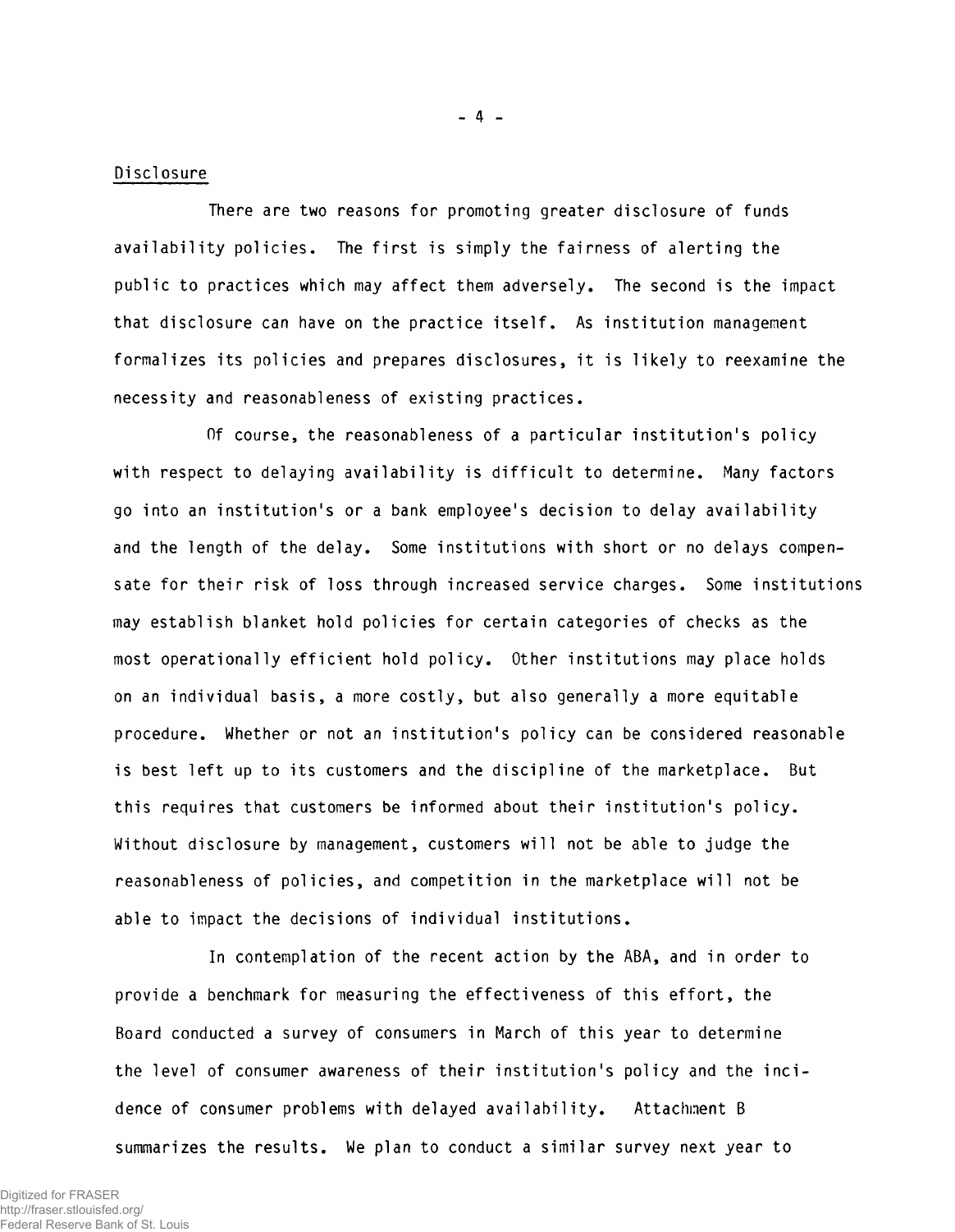Disclosure

There are two reasons for promoting greater disclosure of funds availability policies. The first is simply the fairness of alerting the public to practices which may affect them adversely. The second is the impact that disclosure can have on the practice itself. As institution management formalizes its policies and prepares disclosures, it is likely to reexamine the necessity and reasonableness of existing practices.

Of course, the reasonableness of a particular institution's policy with respect to delaying availability is difficult to determine. Many factors go into an institution's or a bank employee's decision to delay availability and the length of the delay. Some institutions with short or no delays compensate for their risk of loss through increased service charges. Some institutions may establish blanket hold policies for certain categories of checks as the most operationally efficient hold policy. Other institutions may place holds on an individual basis, a more costly, but also generally a more equitable procedure. Whether or not an institution's policy can be considered reasonable is best left up to its customers and the discipline of the marketplace. But this requires that customers be informed about their institution's policy. Without disclosure by management, customers will not be able to judge the reasonableness of policies, and competition in the marketplace will not be able to impact the decisions of individual institutions.

In contemplation of the recent action by the ABA, and in order to provide a benchmark for measuring the effectiveness of this effort, the Board conducted a survey of consumers in March of this year to determine the level of consumer awareness of their institution's policy and the incidence of consumer problems with delayed availability. Attachment B summarizes the results. We plan to conduct a similar survey next year to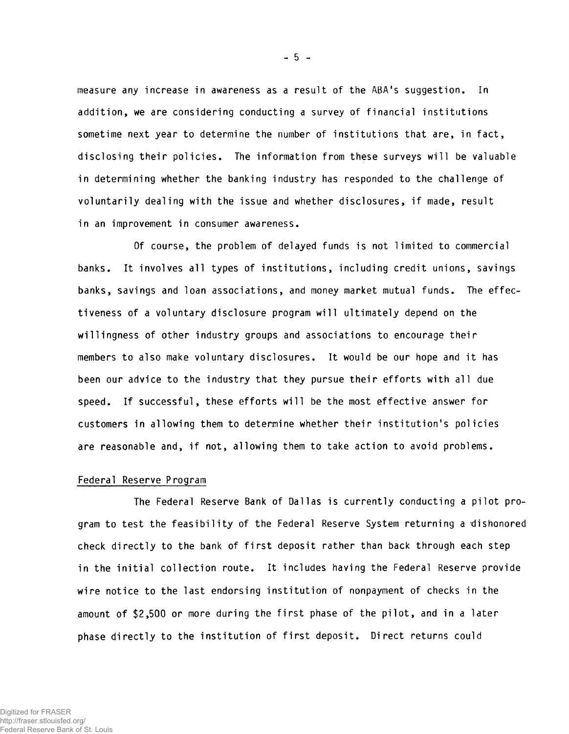measure any increase in awareness as a result of the ABA's suggestion. In addition, we are considering conducting a survey of financial institutions sometime next year to determine the number of institutions that are, in fact, disclosing their policies. The information from these surveys will be valuable in determining whether the banking industry has responded to the challenge of voluntarily dealing with the issue and whether disclosures, if made, result in an improvement in consumer awareness.

Of course, the problem of delayed funds is not limited to commercial banks. It involves all types of institutions, including credit unions, savings banks, savings and loan associations, and money market mutual funds. The effectiveness of a voluntary disclosure program will ultimately depend on the willingness of other industry groups and associations to encourage their members to also make voluntary disclosures. It would be our hope and it has been our advice to the industry that they pursue their efforts with all due speed. If successful, these efforts will be the most effective answer for customers in allowing them to determine whether their institution's policies are reasonable and, if not, allowing them to take action to avoid problems.

## Federal Reserve Program

The Federal Reserve Bank of Dallas is currently conducting a pilot program to test the feasibility of the Federal Reserve System returning a dishonored check directly to the bank of first deposit rather than back through each step in the initial collection route. It includes having the Federal Reserve provide wire notice to the last endorsing institution of nonpayment of checks in the amount of $2,500 or more during the first phase of the pilot, and in a later phase directly to the institution of first deposit. Direct returns could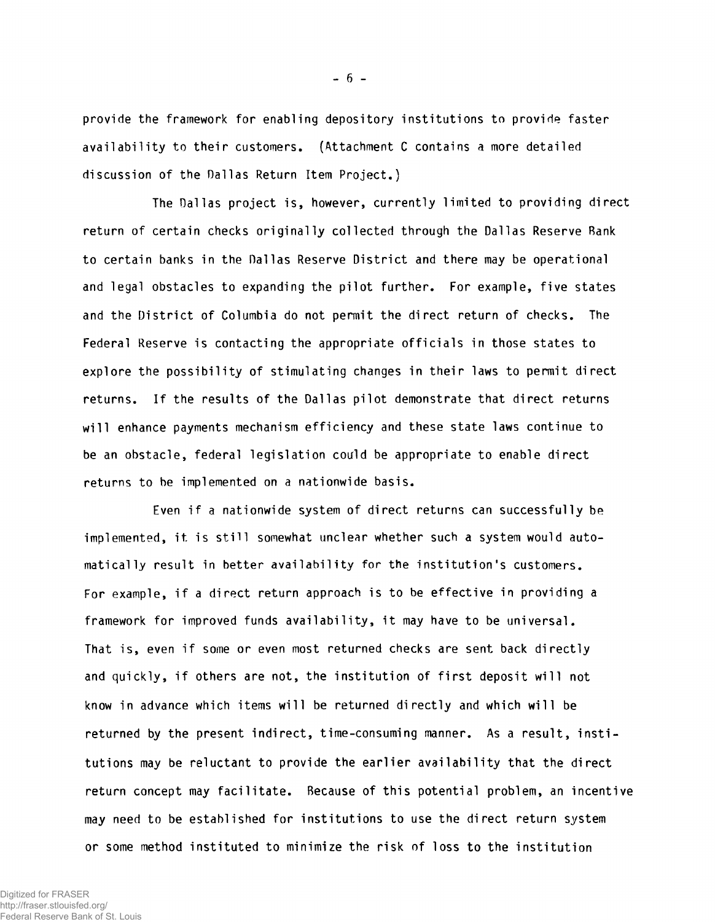provide the framework for enabling depository institutions to provide faster availability to their customers. (Attachment C contains a more detailed discussion of the Dallas Return Item Project.)

The Dallas project is, however, currently limited to providing direct return of certain checks originally collected through the Dallas Reserve Bank to certain banks in the Dallas Reserve District and there may be operational and legal obstacles to expanding the pilot further. For example, five states and the District of Columbia do not permit the direct return of checks. The Federal Reserve is contacting the appropriate officials in those states to explore the possibility of stimulating changes in their laws to permit direct returns. If the results of the Dallas pilot demonstrate that direct returns will enhance payments mechanism efficiency and these state laws continue to be an obstacle, federal legislation could be appropriate to enable direct returns to be implemented on a nationwide basis.

Even if a nationwide system of direct returns can successfully be implemented, it is still somewhat unclear whether such a system would automatically result in better availability for the institution's customers. For example, if a direct return approach is to be effective in providing a framework for improved funds availability, it may have to be universal. That is, even if some or even most returned checks are sent back directly and quickly, if others are not, the institution of first deposit will not know in advance which items will be returned directly and which will be returned by the present indirect, time-consuming manner. As a result, institutions may be reluctant to provide the earlier availability that the direct return concept may facilitate. Because of this potential problem, an incentive may need to be established for institutions to use the direct return system or some method instituted to minimize the risk of loss to the institution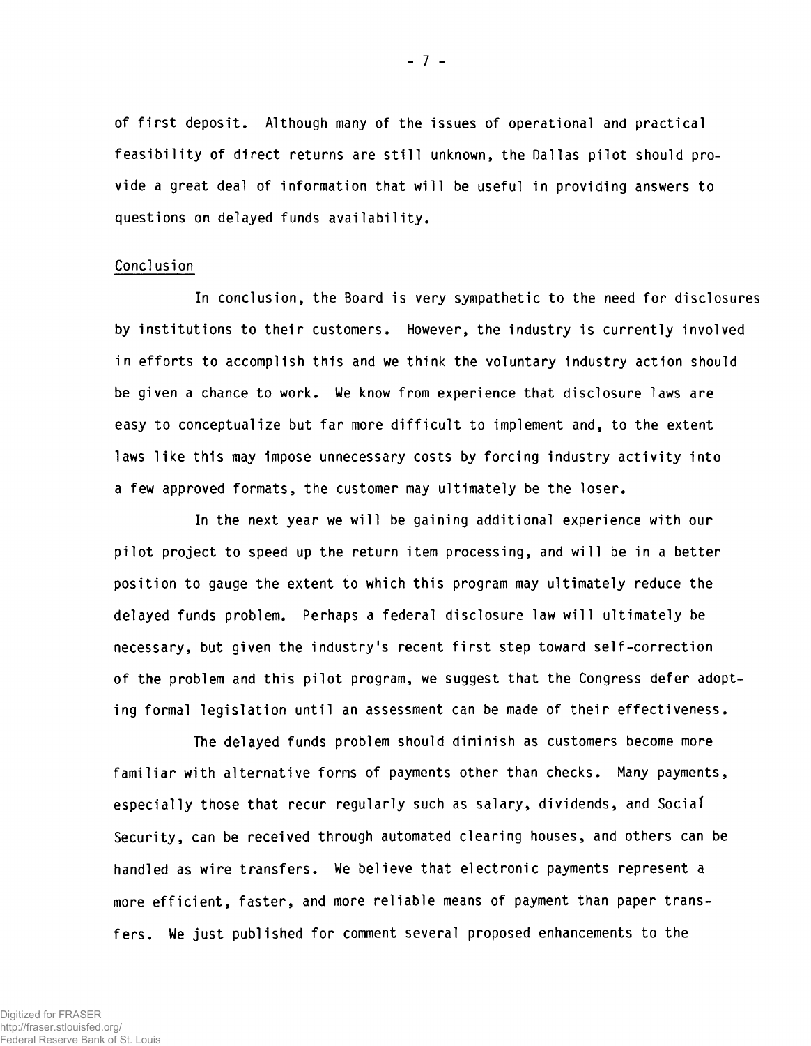of first deposit. Although many of the issues of operational and practical feasibility of direct returns are still unknown, the Dallas pilot should provide a great deal of information that will be useful in providing answers to questions on delayed funds availability.

## Conclusion

In conclusion, the Board is very sympathetic to the need for disclosures by institutions to their customers. However, the industry is currently involved in efforts to accomplish this and we think the voluntary industry action should be given a chance to work. We know from experience that disclosure laws are easy to conceptualize but far more difficult to implement and, to the extent laws like this may impose unnecessary costs by forcing industry activity into a few approved formats, the customer may ultimately be the loser.

In the next year we will be gaining additional experience with our pilot project to speed up the return item processing, and will be in a better position to gauge the extent to which this program may ultimately reduce the delayed funds problem. Perhaps a federal disclosure law will ultimately be necessary, but given the industry's recent first step toward self-correction of the problem and this pilot program, we suggest that the Congress defer adopting formal legislation until an assessment can be made of their effectiveness.

The delayed funds problem should diminish as customers become more familiar with alternative forms of payments other than checks. Many payments, especially those that recur regularly such as salary, dividends, and Social Security, can be received through automated clearing houses, and others can be handled as wire transfers. We believe that electronic payments represent a more efficient, faster, and more reliable means of payment than paper transfers. We just published for comment several proposed enhancements to the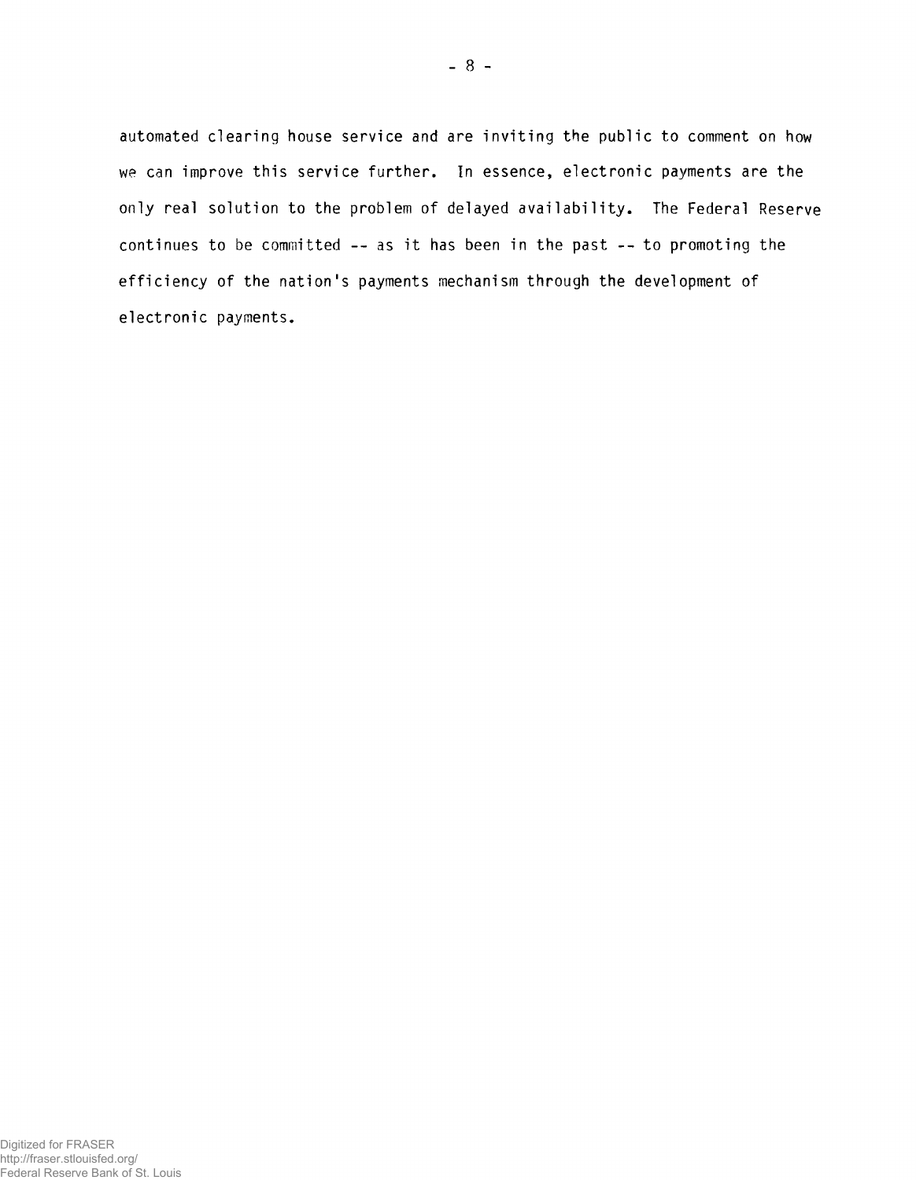automated clearing house service and are inviting the public to comment on how we can improve this service further. In essence, electronic payments are the only real solution to the problem of delayed availability. The Federal Reserve continues to be committed -- as it has been in the past -- to promoting the efficiency of the nation's payments mechanism through the development of electronic payments.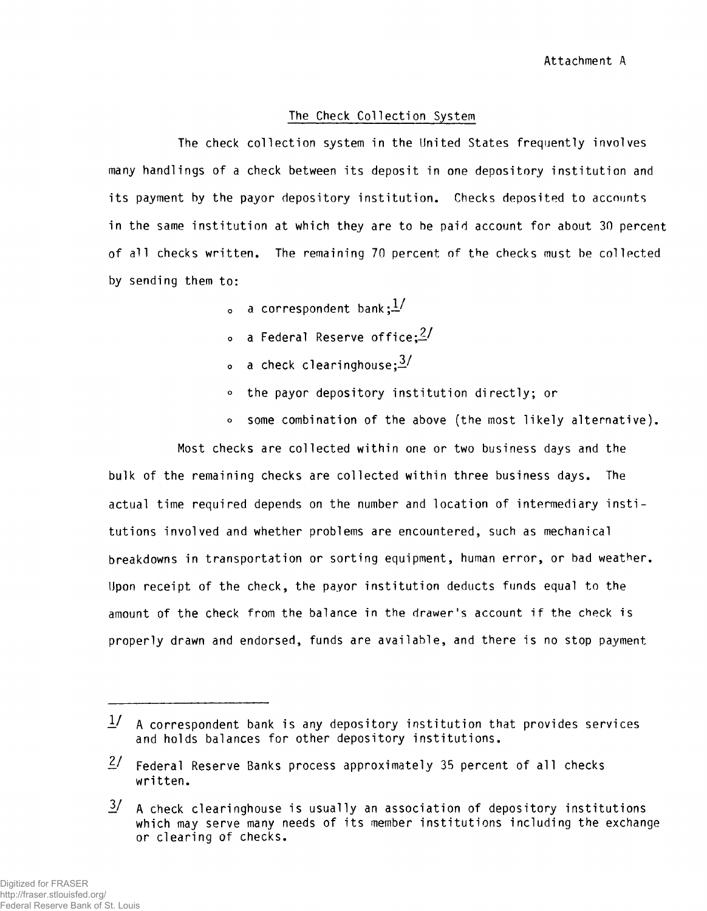Attachment A

## The Check Collection System

The check collection system in the United States frequently involves many handlings of a check between its deposit in one depository institution and its payment by the payor depository institution. Checks deposited to accounts in the same institution at which they are to be paid account for about 30 percent of all checks written. The remaining 70 percent of the checks must be collected by sending them to:

- a correspondent bank;[1]
- a Federal Reserve office;[2]
- a check clearinghouse;[3]
- the payor depository institution directly; or
- some combination of the above (the most likely alternative).

Most checks are collected within one or two business days and the bulk of the remaining checks are collected within three business days. The actual time required depends on the number and location of intermediary institutions involved and whether problems are encountered, such as mechanical breakdowns in transportation or sorting equipment, human error, or bad weather. Upon receipt of the check, the payor institution deducts funds equal to the amount of the check from the balance in the drawer's account if the check is properly drawn and endorsed, funds are available, and there is no stop payment

---

[1] A correspondent bank is any depository institution that provides services and holds balances for other depository institutions.

[2] Federal Reserve Banks process approximately 35 percent of all checks written.

[3] A check clearinghouse is usually an association of depository institutions which may serve many needs of its member institutions including the exchange or clearing of checks.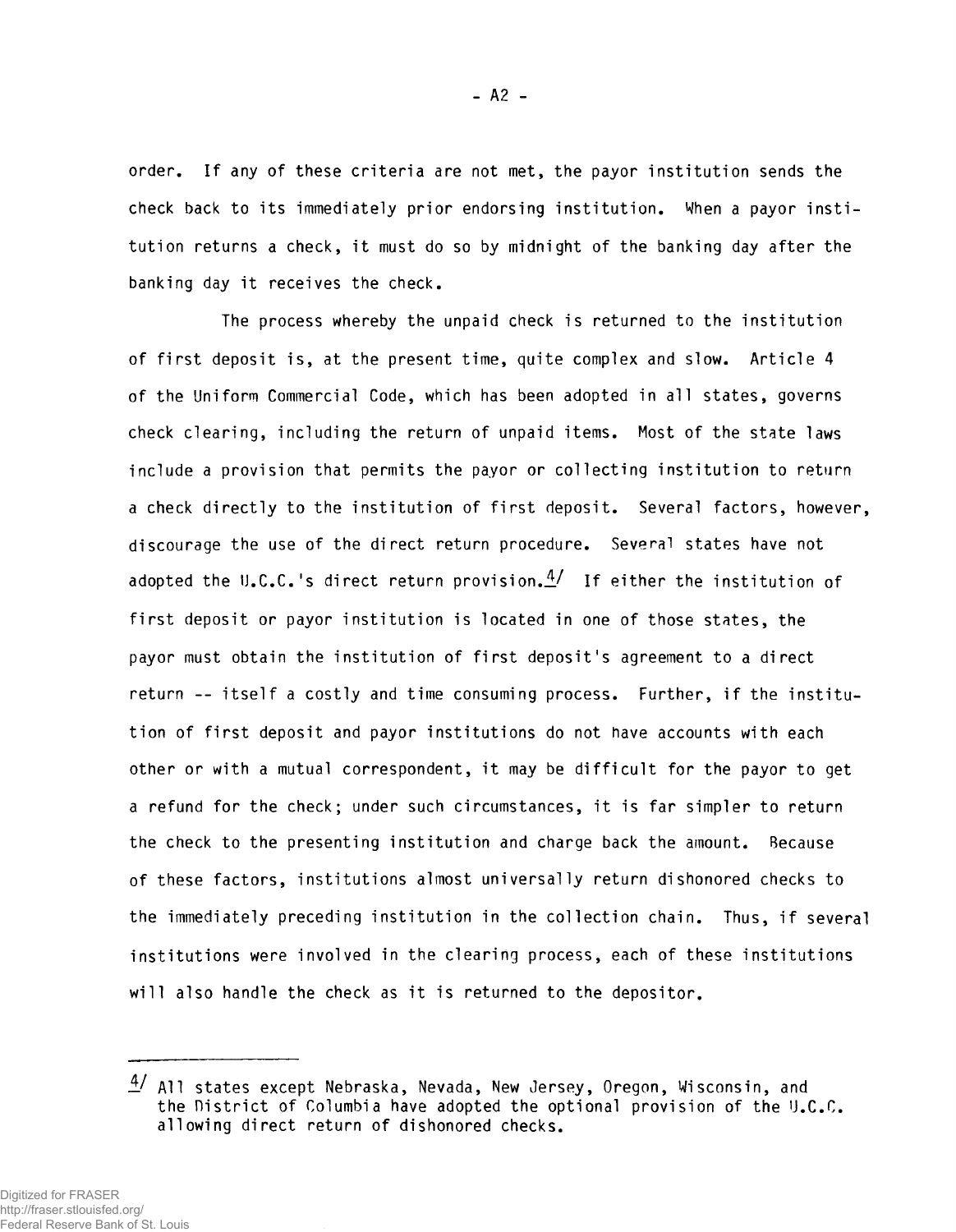order. If any of these criteria are not met, the payor institution sends the check back to its immediately prior endorsing institution. When a payor institution returns a check, it must do so by midnight of the banking day after the banking day it receives the check.

The process whereby the unpaid check is returned to the institution of first deposit is, at the present time, quite complex and slow. Article 4 of the Uniform Commercial Code, which has been adopted in all states, governs check clearing, including the return of unpaid items. Most of the state laws include a provision that permits the payor or collecting institution to return a check directly to the institution of first deposit. Several factors, however, discourage the use of the direct return procedure. Several states have not adopted the U.C.C.'s direct return provision.[4] If either the institution of first deposit or payor institution is located in one of those states, the payor must obtain the institution of first deposit's agreement to a direct return -- itself a costly and time consuming process. Further, if the institution of first deposit and payor institutions do not have accounts with each other or with a mutual correspondent, it may be difficult for the payor to get a refund for the check; under such circumstances, it is far simpler to return the check to the presenting institution and charge back the amount. Because of these factors, institutions almost universally return dishonored checks to the immediately preceding institution in the collection chain. Thus, if several institutions were involved in the clearing process, each of these institutions will also handle the check as it is returned to the depositor.

---

[4] All states except Nebraska, Nevada, New Jersey, Oregon, Wisconsin, and the District of Columbia have adopted the optional provision of the U.C.C. allowing direct return of dishonored checks.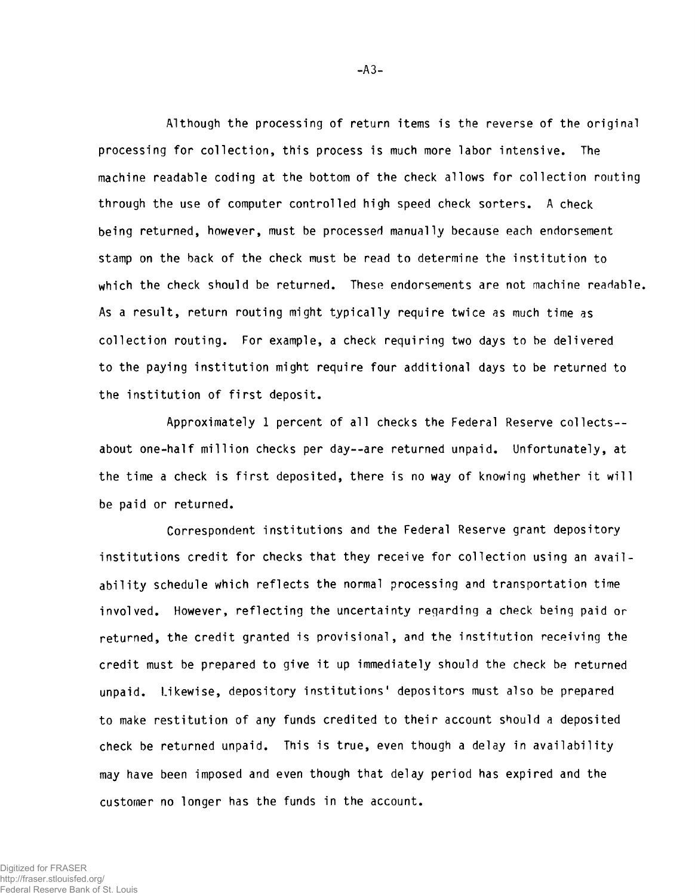Although the processing of return items is the reverse of the original processing for collection, this process is much more labor intensive. The machine readable coding at the bottom of the check allows for collection routing through the use of computer controlled high speed check sorters. A check being returned, however, must be processed manually because each endorsement stamp on the back of the check must be read to determine the institution to which the check should be returned. These endorsements are not machine readable. As a result, return routing might typically require twice as much time as collection routing. For example, a check requiring two days to be delivered to the paying institution might require four additional days to be returned to the institution of first deposit.

Approximately 1 percent of all checks the Federal Reserve collects-- about one-half million checks per day--are returned unpaid. Unfortunately, at the time a check is first deposited, there is no way of knowing whether it will be paid or returned.

Correspondent institutions and the Federal Reserve grant depository institutions credit for checks that they receive for collection using an availability schedule which reflects the normal processing and transportation time involved. However, reflecting the uncertainty regarding a check being paid or returned, the credit granted is provisional, and the institution receiving the credit must be prepared to give it up immediately should the check be returned unpaid. Likewise, depository institutions' depositors must also be prepared to make restitution of any funds credited to their account should a deposited check be returned unpaid. This is true, even though a delay in availability may have been imposed and even though that delay period has expired and the customer no longer has the funds in the account.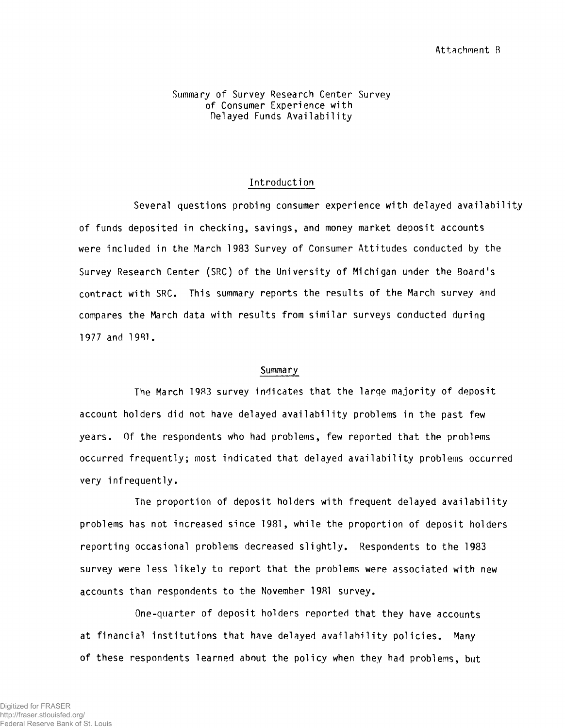Attachment B

# Summary of Survey Research Center Survey of Consumer Experience with Delayed Funds Availability

## Introduction

Several questions probing consumer experience with delayed availability of funds deposited in checking, savings, and money market deposit accounts were included in the March 1983 Survey of Consumer Attitudes conducted by the Survey Research Center (SRC) of the University of Michigan under the Board's contract with SRC. This summary reports the results of the March survey and compares the March data with results from similar surveys conducted during 1977 and 1981.

## Summary

The March 1983 survey indicates that the large majority of deposit account holders did not have delayed availability problems in the past few years. Of the respondents who had problems, few reported that the problems occurred frequently; most indicated that delayed availability problems occurred very infrequently.

The proportion of deposit holders with frequent delayed availability problems has not increased since 1981, while the proportion of deposit holders reporting occasional problems decreased slightly. Respondents to the 1983 survey were less likely to report that the problems were associated with new accounts than respondents to the November 1981 survey.

One-quarter of deposit holders reported that they have accounts at financial institutions that have delayed availability policies. Many of these respondents learned about the policy when they had problems, but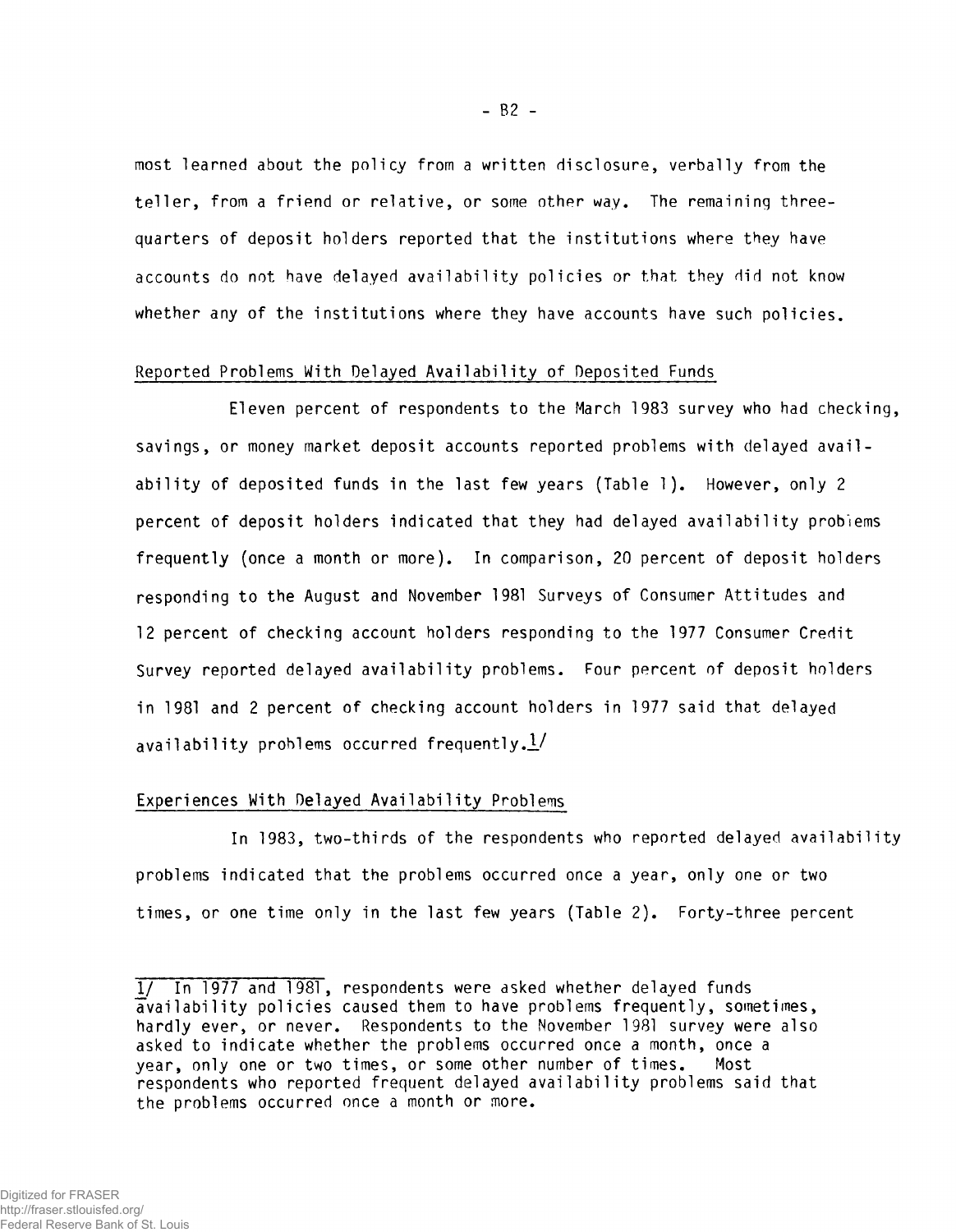most learned about the policy from a written disclosure, verbally from the teller, from a friend or relative, or some other way. The remaining three-quarters of deposit holders reported that the institutions where they have accounts do not have delayed availability policies or that they did not know whether any of the institutions where they have accounts have such policies.

## Reported Problems With Delayed Availability of Deposited Funds

Eleven percent of respondents to the March 1983 survey who had checking, savings, or money market deposit accounts reported problems with delayed availability of deposited funds in the last few years (Table 1). However, only 2 percent of deposit holders indicated that they had delayed availability problems frequently (once a month or more). In comparison, 20 percent of deposit holders responding to the August and November 1981 Surveys of Consumer Attitudes and 12 percent of checking account holders responding to the 1977 Consumer Credit Survey reported delayed availability problems. Four percent of deposit holders in 1981 and 2 percent of checking account holders in 1977 said that delayed availability problems occurred frequently.[1]

## Experiences With Delayed Availability Problems

In 1983, two-thirds of the respondents who reported delayed availability problems indicated that the problems occurred once a year, only one or two times, or one time only in the last few years (Table 2). Forty-three percent

---

1/ In 1977 and 1981, respondents were asked whether delayed funds availability policies caused them to have problems frequently, sometimes, hardly ever, or never. Respondents to the November 1981 survey were also asked to indicate whether the problems occurred once a month, once a year, only one or two times, or some other number of times. Most respondents who reported frequent delayed availability problems said that the problems occurred once a month or more.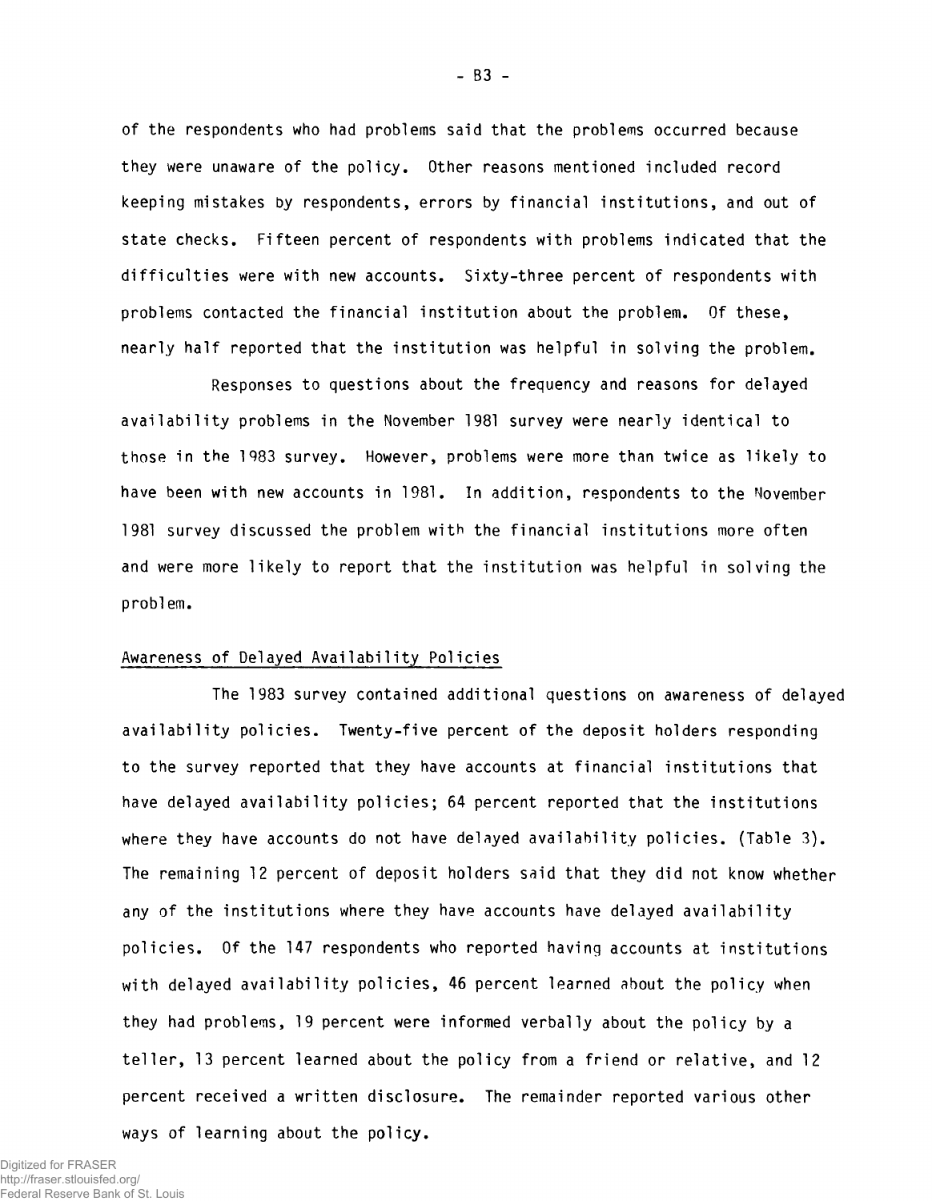of the respondents who had problems said that the problems occurred because they were unaware of the policy. Other reasons mentioned included record keeping mistakes by respondents, errors by financial institutions, and out of state checks. Fifteen percent of respondents with problems indicated that the difficulties were with new accounts. Sixty-three percent of respondents with problems contacted the financial institution about the problem. Of these, nearly half reported that the institution was helpful in solving the problem.

Responses to questions about the frequency and reasons for delayed availability problems in the November 1981 survey were nearly identical to those in the 1983 survey. However, problems were more than twice as likely to have been with new accounts in 1981. In addition, respondents to the November 1981 survey discussed the problem with the financial institutions more often and were more likely to report that the institution was helpful in solving the problem.

## Awareness of Delayed Availability Policies

The 1983 survey contained additional questions on awareness of delayed availability policies. Twenty-five percent of the deposit holders responding to the survey reported that they have accounts at financial institutions that have delayed availability policies; 64 percent reported that the institutions where they have accounts do not have delayed availability policies. (Table 3). The remaining 12 percent of deposit holders said that they did not know whether any of the institutions where they have accounts have delayed availability policies. Of the 147 respondents who reported having accounts at institutions with delayed availability policies, 46 percent learned about the policy when they had problems, 19 percent were informed verbally about the policy by a teller, 13 percent learned about the policy from a friend or relative, and 12 percent received a written disclosure. The remainder reported various other ways of learning about the policy.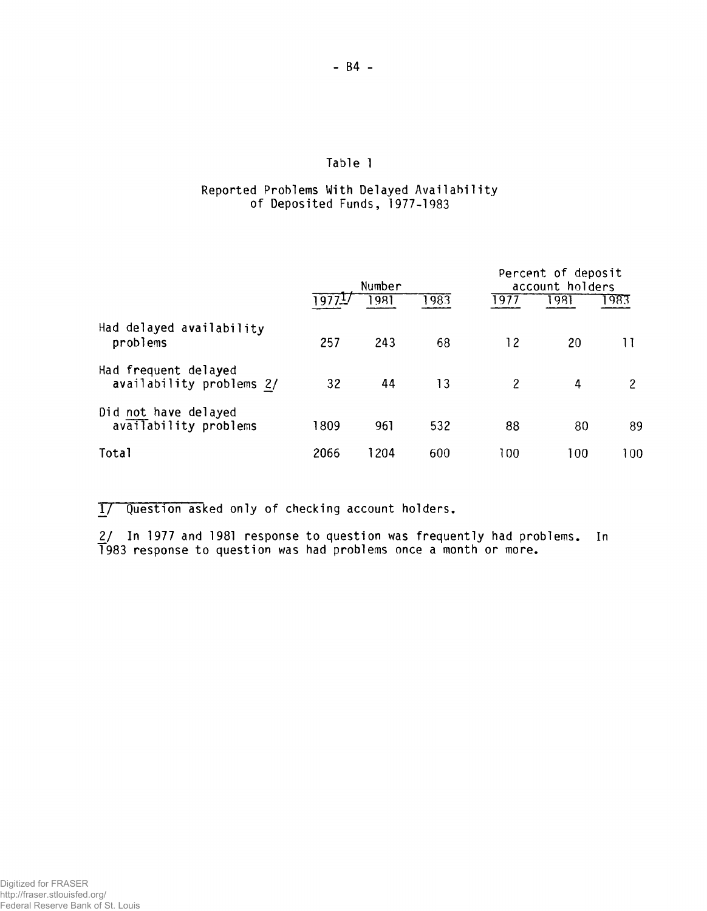## Table 1

### Reported Problems With Delayed Availability of Deposited Funds, 1977-1983

| | Number | | | Percent of deposit account holders | | |
|---|---|---|---|---|---|---|
| | 1977[1/] | 1981 | 1983 | 1977 | 1981 | 1983 |
| Had delayed availability problems | 257 | 243 | 68 | 12 | 20 | 11 |
| Had frequent delayed availability problems 2/ | 32 | 44 | 13 | 2 | 4 | 2 |
| Did not have delayed availability problems | 1809 | 961 | 532 | 88 | 80 | 89 |
| Total | 2066 | 1204 | 600 | 100 | 100 | 100 |

1/ Question asked only of checking account holders.

2/ In 1977 and 1981 response to question was frequently had problems. In 1983 response to question was had problems once a month or more.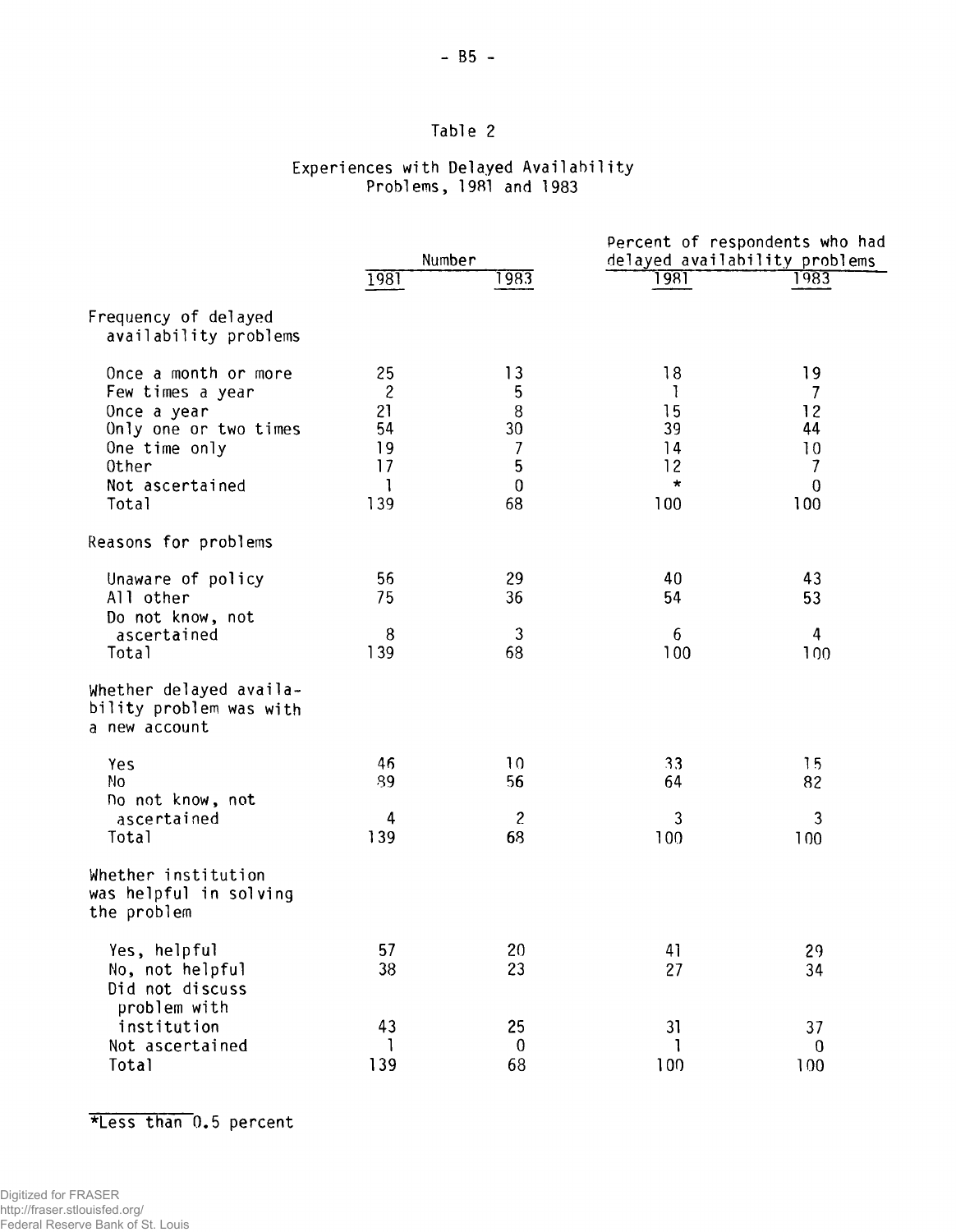# Table 2

## Experiences with Delayed Availability Problems, 1981 and 1983

| | Number | | Percent of respondents who had delayed availability problems | |
|---|---|---|---|---|
| | 1981 | 1983 | 1981 | 1983 |
| **Frequency of delayed availability problems** | | | | |
| Once a month or more | 25 | 13 | 18 | 19 |
| Few times a year | 2 | 5 | 1 | 7 |
| Once a year | 21 | 8 | 15 | 12 |
| Only one or two times | 54 | 30 | 39 | 44 |
| One time only | 19 | 7 | 14 | 10 |
| Other | 17 | 5 | 12 | 7 |
| Not ascertained | 1 | 0 | * | 0 |
| Total | 139 | 68 | 100 | 100 |
| **Reasons for problems** | | | | |
| Unaware of policy | 56 | 29 | 40 | 43 |
| All other | 75 | 36 | 54 | 53 |
| Do not know, not ascertained | 8 | 3 | 6 | 4 |
| Total | 139 | 68 | 100 | 100 |
| **Whether delayed availability problem was with a new account** | | | | |
| Yes | 46 | 10 | 33 | 15 |
| No | 89 | 56 | 64 | 82 |
| Do not know, not ascertained | 4 | 2 | 3 | 3 |
| Total | 139 | 68 | 100 | 100 |
| **Whether institution was helpful in solving the problem** | | | | |
| Yes, helpful | 57 | 20 | 41 | 29 |
| No, not helpful | 38 | 23 | 27 | 34 |
| Did not discuss problem with institution | 43 | 25 | 31 | 37 |
| Not ascertained | 1 | 0 | 1 | 0 |
| Total | 139 | 68 | 100 | 100 |

*Less than 0.5 percent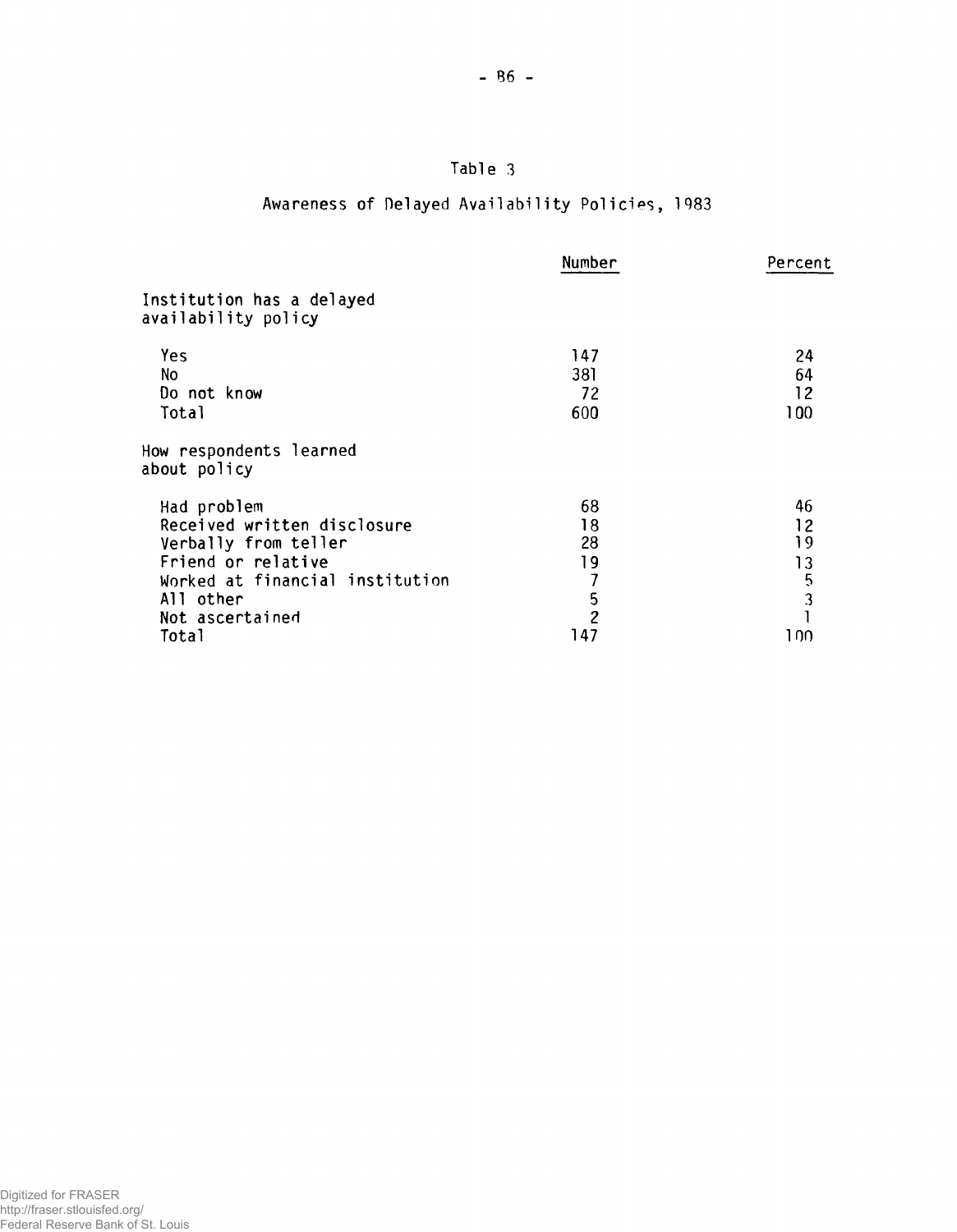## Table 3

### Awareness of Delayed Availability Policies, 1983

| | Number | Percent |
|---|---|---|
| **Institution has a delayed availability policy** | | |
| Yes | 147 | 24 |
| No | 381 | 64 |
| Do not know | 72 | 12 |
| Total | 600 | 100 |
| **How respondents learned about policy** | | |
| Had problem | 68 | 46 |
| Received written disclosure | 18 | 12 |
| Verbally from teller | 28 | 19 |
| Friend or relative | 19 | 13 |
| Worked at financial institution | 7 | 5 |
| All other | 5 | 3 |
| Not ascertained | 2 | 1 |
| Total | 147 | 100 |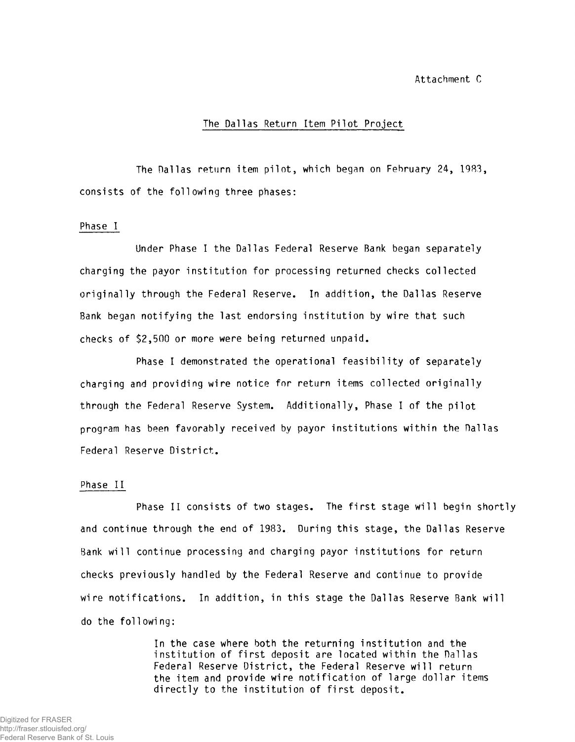Attachment C

## The Dallas Return Item Pilot Project

The Dallas return item pilot, which began on February 24, 1983, consists of the following three phases:

### Phase I

Under Phase I the Dallas Federal Reserve Bank began separately charging the payor institution for processing returned checks collected originally through the Federal Reserve. In addition, the Dallas Reserve Bank began notifying the last endorsing institution by wire that such checks of $2,500 or more were being returned unpaid.

Phase I demonstrated the operational feasibility of separately charging and providing wire notice for return items collected originally through the Federal Reserve System. Additionally, Phase I of the pilot program has been favorably received by payor institutions within the Dallas Federal Reserve District.

### Phase II

Phase II consists of two stages. The first stage will begin shortly and continue through the end of 1983. During this stage, the Dallas Reserve Bank will continue processing and charging payor institutions for return checks previously handled by the Federal Reserve and continue to provide wire notifications. In addition, in this stage the Dallas Reserve Bank will do the following:

> In the case where both the returning institution and the institution of first deposit are located within the Dallas Federal Reserve District, the Federal Reserve will return the item and provide wire notification of large dollar items directly to the institution of first deposit.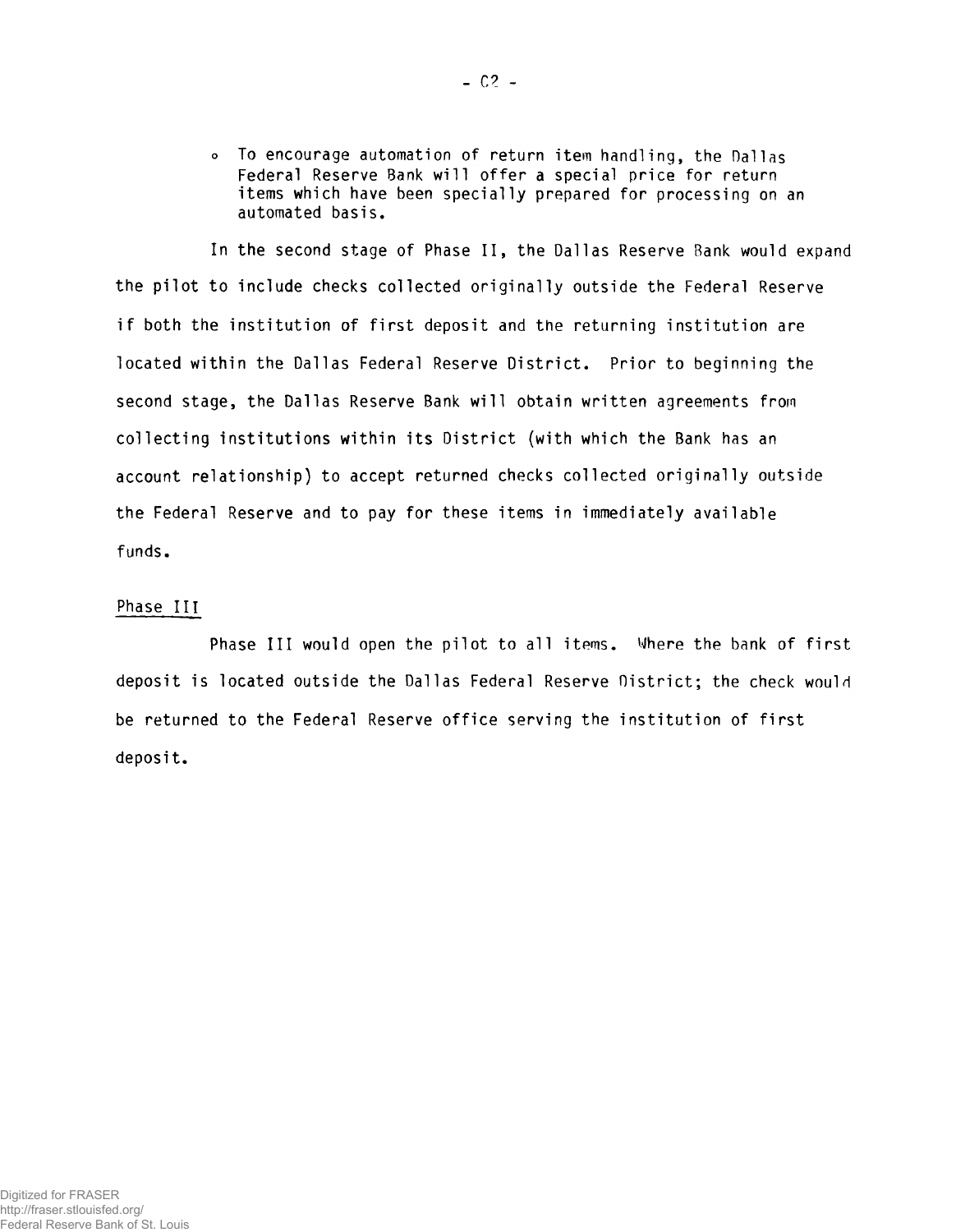- To encourage automation of return item handling, the Dallas Federal Reserve Bank will offer a special price for return items which have been specially prepared for processing on an automated basis.

In the second stage of Phase II, the Dallas Reserve Bank would expand the pilot to include checks collected originally outside the Federal Reserve if both the institution of first deposit and the returning institution are located within the Dallas Federal Reserve District. Prior to beginning the second stage, the Dallas Reserve Bank will obtain written agreements from collecting institutions within its District (with which the Bank has an account relationship) to accept returned checks collected originally outside the Federal Reserve and to pay for these items in immediately available funds.

## Phase III

Phase III would open the pilot to all items. Where the bank of first deposit is located outside the Dallas Federal Reserve District; the check would be returned to the Federal Reserve office serving the institution of first deposit.